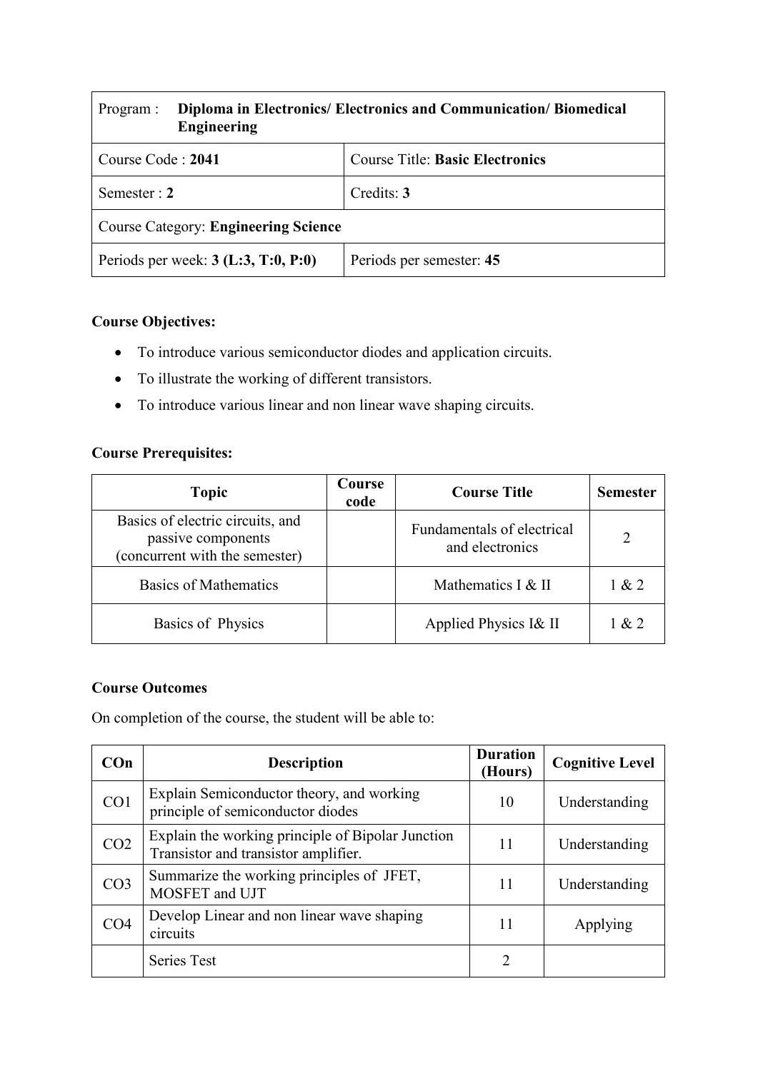| Program : **Diploma in Electronics/ Electronics and Communication/ Biomedical Engineering** | |
|---|---|
| Course Code : **2041** | Course Title: **Basic Electronics** |
| Semester : **2** | Credits: **3** |
| Course Category: **Engineering Science** | |
| Periods per week: **3 (L:3, T:0, P:0)** | Periods per semester: **45** |

**Course Objectives:**

- To introduce various semiconductor diodes and application circuits.
- To illustrate the working of different transistors.
- To introduce various linear and non linear wave shaping circuits.

**Course Prerequisites:**

| Topic | Course code | Course Title | Semester |
|---|---|---|---|
| Basics of electric circuits, and passive components (concurrent with the semester) | | Fundamentals of electrical and electronics | 2 |
| Basics of Mathematics | | Mathematics I & II | 1 & 2 |
| Basics of Physics | | Applied Physics I& II | 1 & 2 |

**Course Outcomes**

On completion of the course, the student will be able to:

| COn | Description | Duration (Hours) | Cognitive Level |
|---|---|---|---|
| CO1 | Explain Semiconductor theory, and working principle of semiconductor diodes | 10 | Understanding |
| CO2 | Explain the working principle of Bipolar Junction Transistor and transistor amplifier. | 11 | Understanding |
| CO3 | Summarize the working principles of JFET, MOSFET and UJT | 11 | Understanding |
| CO4 | Develop Linear and non linear wave shaping circuits | 11 | Applying |
| | Series Test | 2 | |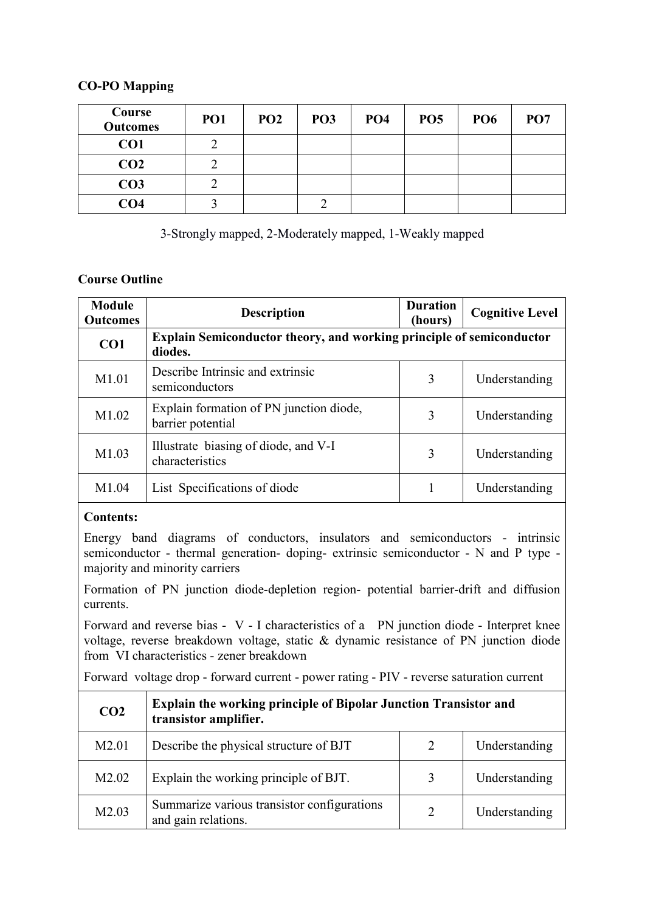**CO-PO Mapping**

| Course Outcomes | PO1 | PO2 | PO3 | PO4 | PO5 | PO6 | PO7 |
|---|---|---|---|---|---|---|---|
| CO1 | 2 | | | | | | |
| CO2 | 2 | | | | | | |
| CO3 | 2 | | | | | | |
| CO4 | 3 | | 2 | | | | |

3-Strongly mapped, 2-Moderately mapped, 1-Weakly mapped

**Course Outline**

| Module Outcomes | Description | Duration (hours) | Cognitive Level |
|---|---|---|---|
| **CO1** | **Explain Semiconductor theory, and working principle of semiconductor diodes.** | | |
| M1.01 | Describe Intrinsic and extrinsic semiconductors | 3 | Understanding |
| M1.02 | Explain formation of PN junction diode, barrier potential | 3 | Understanding |
| M1.03 | Illustrate biasing of diode, and V-I characteristics | 3 | Understanding |
| M1.04 | List Specifications of diode | 1 | Understanding |
| **Contents:** Energy band diagrams of conductors, insulators and semiconductors - intrinsic semiconductor - thermal generation- doping- extrinsic semiconductor - N and P type - majority and minority carriers<br>Formation of PN junction diode-depletion region- potential barrier-drift and diffusion currents.<br>Forward and reverse bias - V - I characteristics of a PN junction diode - Interpret knee voltage, reverse breakdown voltage, static & dynamic resistance of PN junction diode from VI characteristics - zener breakdown<br>Forward voltage drop - forward current - power rating - PIV - reverse saturation current | | | |
| **CO2** | **Explain the working principle of Bipolar Junction Transistor and transistor amplifier.** | | |
| M2.01 | Describe the physical structure of BJT | 2 | Understanding |
| M2.02 | Explain the working principle of BJT. | 3 | Understanding |
| M2.03 | Summarize various transistor configurations and gain relations. | 2 | Understanding |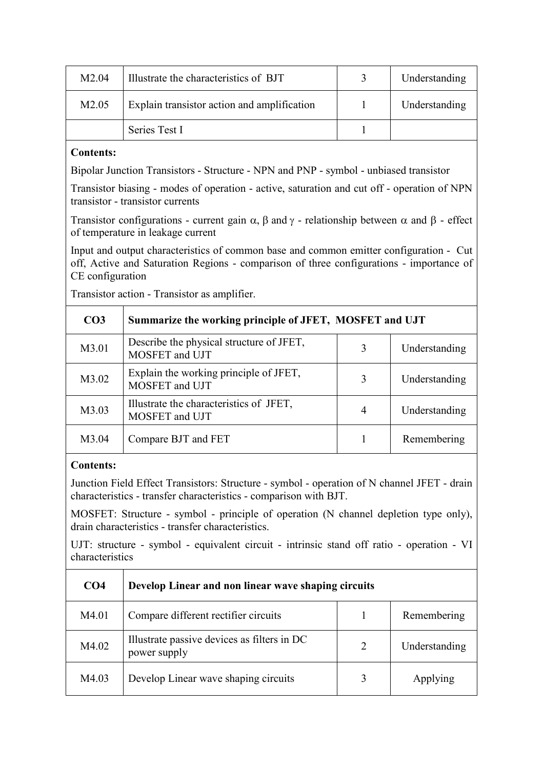| | | | |
|---|---|---|---|
| M2.04 | Illustrate the characteristics of BJT | 3 | Understanding |
| M2.05 | Explain transistor action and amplification | 1 | Understanding |
| | Series Test I | 1 | |

**Contents:**

Bipolar Junction Transistors - Structure - NPN and PNP - symbol - unbiased transistor

Transistor biasing - modes of operation - active, saturation and cut off - operation of NPN transistor - transistor currents

Transistor configurations - current gain $\alpha$, $\beta$ and $\gamma$ - relationship between $\alpha$ and $\beta$ - effect of temperature in leakage current

Input and output characteristics of common base and common emitter configuration - Cut off, Active and Saturation Regions - comparison of three configurations - importance of CE configuration

Transistor action - Transistor as amplifier.

| **CO3** | **Summarize the working principle of JFET, MOSFET and UJT** | | |
|---|---|---|---|
| M3.01 | Describe the physical structure of JFET, MOSFET and UJT | 3 | Understanding |
| M3.02 | Explain the working principle of JFET, MOSFET and UJT | 3 | Understanding |
| M3.03 | Illustrate the characteristics of JFET, MOSFET and UJT | 4 | Understanding |
| M3.04 | Compare BJT and FET | 1 | Remembering |

**Contents:**

Junction Field Effect Transistors: Structure - symbol - operation of N channel JFET - drain characteristics - transfer characteristics - comparison with BJT.

MOSFET: Structure - symbol - principle of operation (N channel depletion type only), drain characteristics - transfer characteristics.

UJT: structure - symbol - equivalent circuit - intrinsic stand off ratio - operation - VI characteristics

| **CO4** | **Develop Linear and non linear wave shaping circuits** | | |
|---|---|---|---|
| M4.01 | Compare different rectifier circuits | 1 | Remembering |
| M4.02 | Illustrate passive devices as filters in DC power supply | 2 | Understanding |
| M4.03 | Develop Linear wave shaping circuits | 3 | Applying |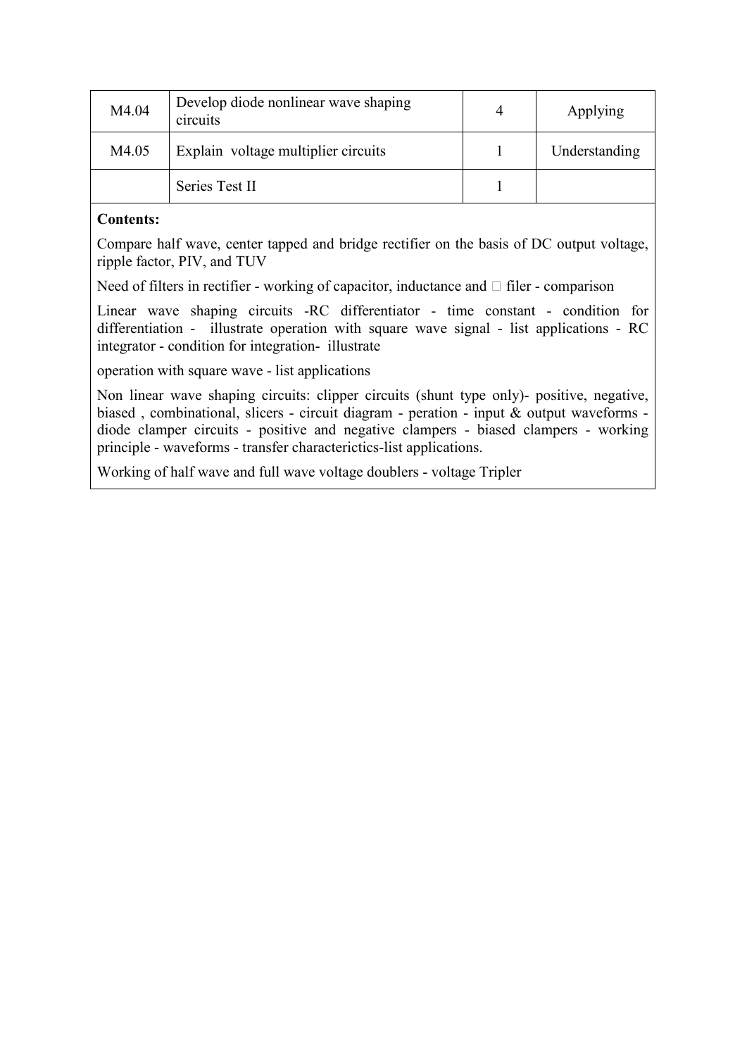| M4.04 | Develop diode nonlinear wave shaping circuits | 4 | Applying |
|---|---|---|---|
| M4.05 | Explain voltage multiplier circuits | 1 | Understanding |
| | Series Test II | 1 | |

**Contents:**

Compare half wave, center tapped and bridge rectifier on the basis of DC output voltage, ripple factor, PIV, and TUV

Need of filters in rectifier - working of capacitor, inductance and  filer - comparison

Linear wave shaping circuits -RC differentiator - time constant - condition for differentiation - illustrate operation with square wave signal - list applications - RC integrator - condition for integration- illustrate

operation with square wave - list applications

Non linear wave shaping circuits: clipper circuits (shunt type only)- positive, negative, biased , combinational, slicers - circuit diagram - peration - input & output waveforms - diode clamper circuits - positive and negative clampers - biased clampers - working principle - waveforms - transfer characterictics-list applications.

Working of half wave and full wave voltage doublers - voltage Tripler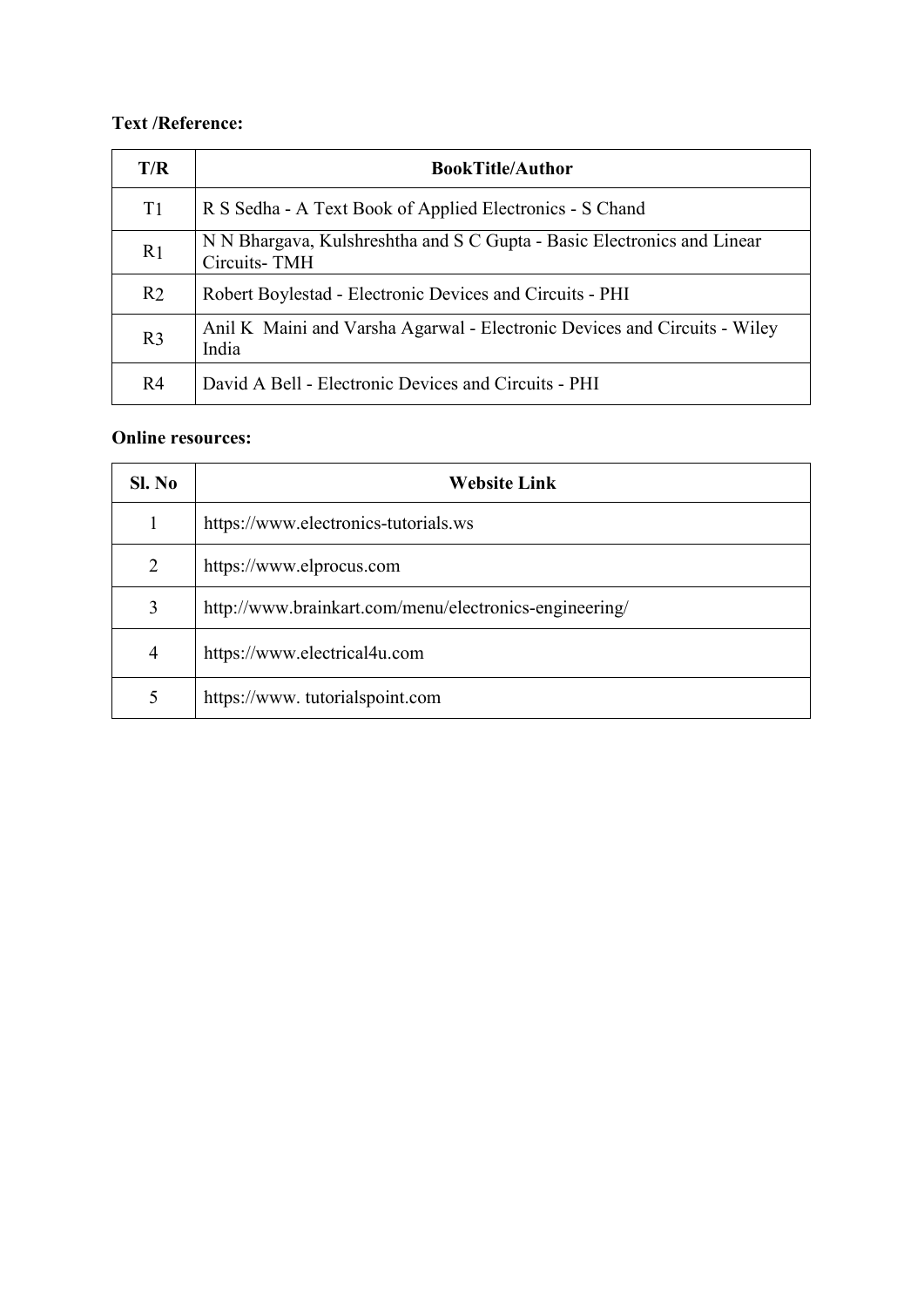**Text /Reference:**

| T/R | BookTitle/Author |
|---|---|
| T1 | R S Sedha - A Text Book of Applied Electronics - S Chand |
| R1 | N N Bhargava, Kulshreshtha and S C Gupta - Basic Electronics and Linear Circuits- TMH |
| R2 | Robert Boylestad - Electronic Devices and Circuits - PHI |
| R3 | Anil K Maini and Varsha Agarwal - Electronic Devices and Circuits - Wiley India |
| R4 | David A Bell - Electronic Devices and Circuits - PHI |

**Online resources:**

| Sl. No | Website Link |
|---|---|
| 1 | https://www.electronics-tutorials.ws |
| 2 | https://www.elprocus.com |
| 3 | http://www.brainkart.com/menu/electronics-engineering/ |
| 4 | https://www.electrical4u.com |
| 5 | https://www. tutorialspoint.com |